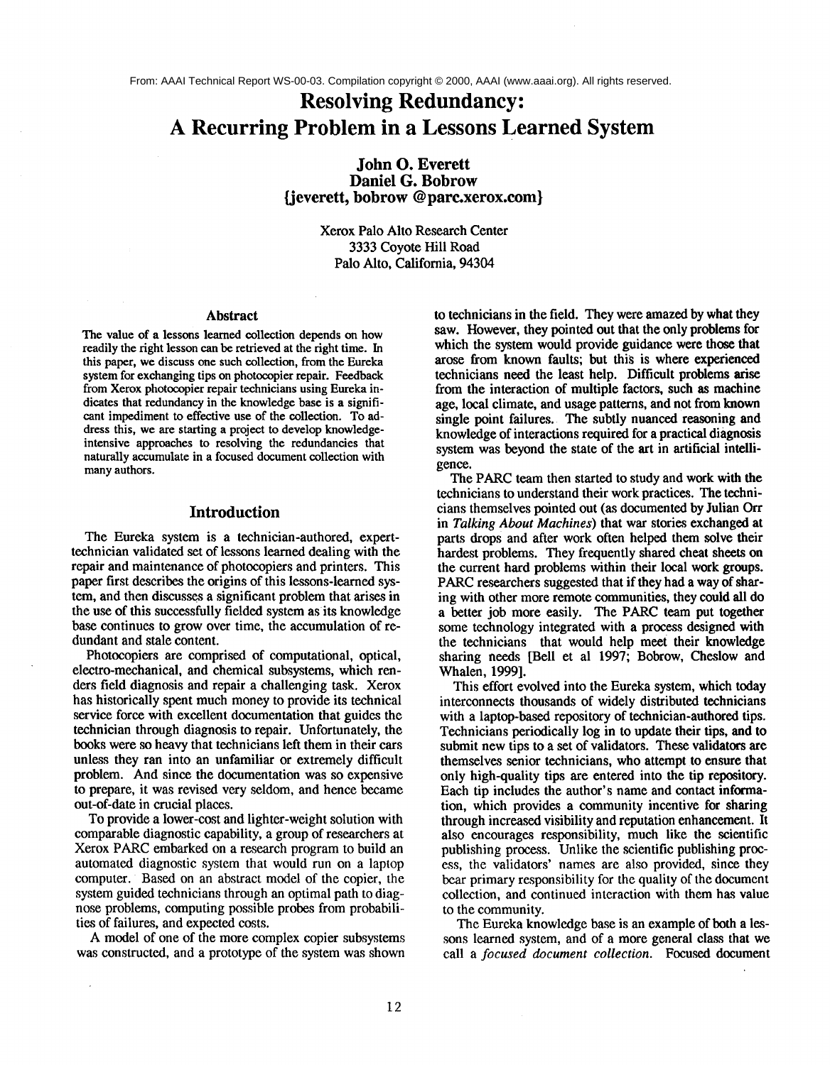From: AAAI Technical Report WS-00-03. Compilation copyright © 2000, AAAI (www.aaai.org). All rights reserved.

# Resolving Redundancy: A Recurring Problem in a Lessons Learned System

**John O. Everett**
**Daniel G. Bobrow**
**{jeverett, bobrow @parc.xerox.com}**

Xerox Palo Alto Research Center
3333 Coyote Hill Road
Palo Alto, California, 94304

### Abstract

The value of a lessons learned collection depends on how readily the right lesson can be retrieved at the right time. In this paper, we discuss one such collection, from the Eureka system for exchanging tips on photocopier repair. Feedback from Xerox photocopier repair technicians using Eureka indicates that redundancy in the knowledge base is a significant impediment to effective use of the collection. To address this, we are starting a project to develop knowledge-intensive approaches to resolving the redundancies that naturally accumulate in a focused document collection with many authors.

## Introduction

The Eureka system is a technician-authored, expert-technician validated set of lessons learned dealing with the repair and maintenance of photocopiers and printers. This paper first describes the origins of this lessons-learned system, and then discusses a significant problem that arises in the use of this successfully fielded system as its knowledge base continues to grow over time, the accumulation of redundant and stale content.

Photocopiers are comprised of computational, optical, electro-mechanical, and chemical subsystems, which renders field diagnosis and repair a challenging task. Xerox has historically spent much money to provide its technical service force with excellent documentation that guides the technician through diagnosis to repair. Unfortunately, the books were so heavy that technicians left them in their cars unless they ran into an unfamiliar or extremely difficult problem. And since the documentation was so expensive to prepare, it was revised very seldom, and hence became out-of-date in crucial places.

To provide a lower-cost and lighter-weight solution with comparable diagnostic capability, a group of researchers at Xerox PARC embarked on a research program to build an automated diagnostic system that would run on a laptop computer. Based on an abstract model of the copier, the system guided technicians through an optimal path to diagnose problems, computing possible probes from probabilities of failures, and expected costs.

A model of one of the more complex copier subsystems was constructed, and a prototype of the system was shown to technicians in the field. They were amazed by what they saw. However, they pointed out that the only problems for which the system would provide guidance were those that arose from known faults; but this is where experienced technicians need the least help. Difficult problems arise from the interaction of multiple factors, such as machine age, local climate, and usage patterns, and not from known single point failures. The subtly nuanced reasoning and knowledge of interactions required for a practical diagnosis system was beyond the state of the art in artificial intelligence.

The PARC team then started to study and work with the technicians to understand their work practices. The technicians themselves pointed out (as documented by Julian Orr in *Talking About Machines*) that war stories exchanged at parts drops and after work often helped them solve their hardest problems. They frequently shared cheat sheets on the current hard problems within their local work groups. PARC researchers suggested that if they had a way of sharing with other more remote communities, they could all do a better job more easily. The PARC team put together some technology integrated with a process designed with the technicians that would help meet their knowledge sharing needs [Bell et al 1997; Bobrow, Cheslow and Whalen, 1999].

This effort evolved into the Eureka system, which today interconnects thousands of widely distributed technicians with a laptop-based repository of technician-authored tips. Technicians periodically log in to update their tips, and to submit new tips to a set of validators. These validators are themselves senior technicians, who attempt to ensure that only high-quality tips are entered into the tip repository. Each tip includes the author's name and contact information, which provides a community incentive for sharing through increased visibility and reputation enhancement. It also encourages responsibility, much like the scientific publishing process. Unlike the scientific publishing process, the validators' names are also provided, since they bear primary responsibility for the quality of the document collection, and continued interaction with them has value to the community.

The Eureka knowledge base is an example of both a lessons learned system, and of a more general class that we call a *focused document collection*. Focused document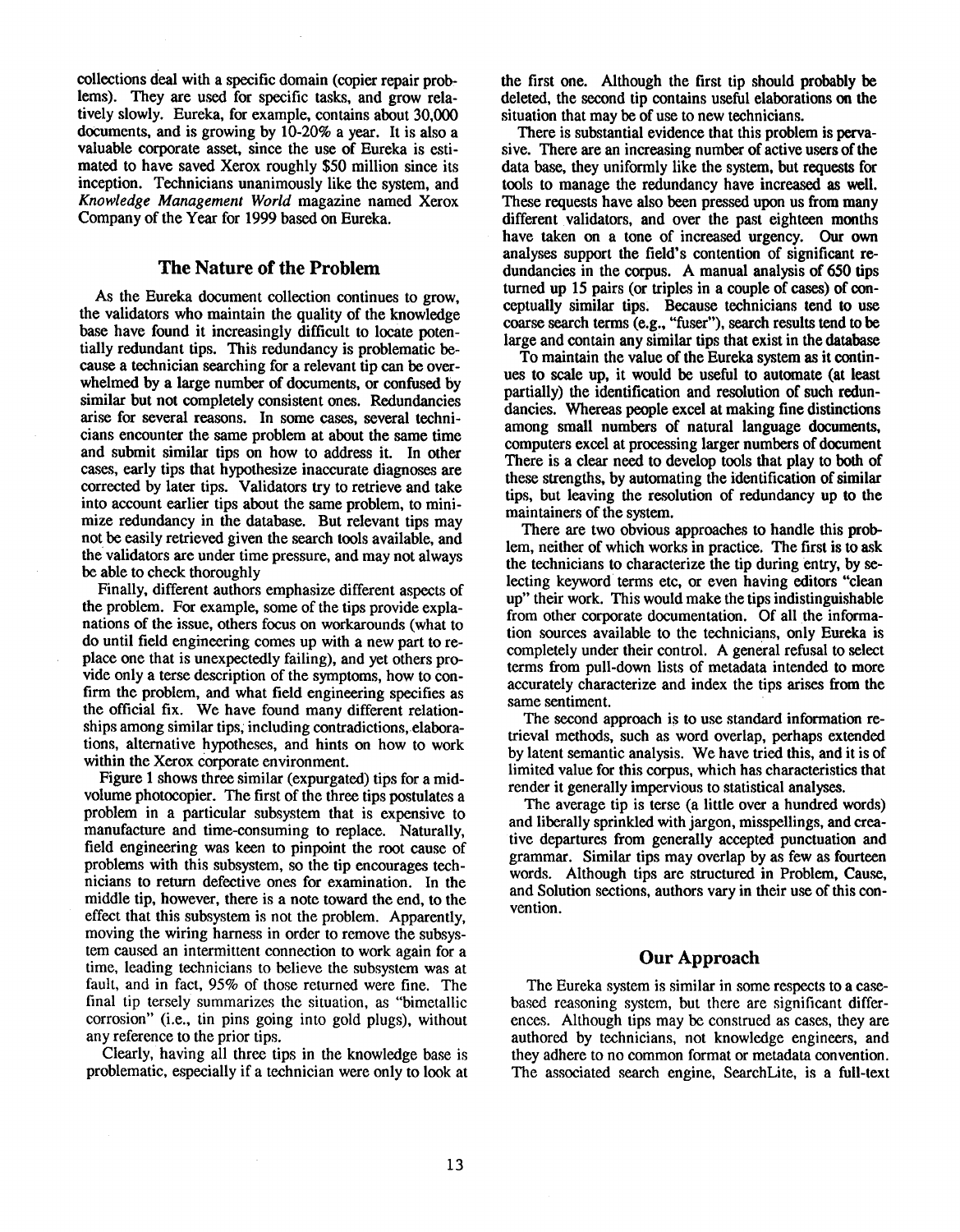collections deal with a specific domain (copier repair problems). They are used for specific tasks, and grow relatively slowly. Eureka, for example, contains about 30,000 documents, and is growing by 10-20% a year. It is also a valuable corporate asset, since the use of Eureka is estimated to have saved Xerox roughly $50 million since its inception. Technicians unanimously like the system, and *Knowledge Management World* magazine named Xerox Company of the Year for 1999 based on Eureka.

## The Nature of the Problem

As the Eureka document collection continues to grow, the validators who maintain the quality of the knowledge base have found it increasingly difficult to locate potentially redundant tips. This redundancy is problematic because a technician searching for a relevant tip can be overwhelmed by a large number of documents, or confused by similar but not completely consistent ones. Redundancies arise for several reasons. In some cases, several technicians encounter the same problem at about the same time and submit similar tips on how to address it. In other cases, early tips that hypothesize inaccurate diagnoses are corrected by later tips. Validators try to retrieve and take into account earlier tips about the same problem, to minimize redundancy in the database. But relevant tips may not be easily retrieved given the search tools available, and the validators are under time pressure, and may not always be able to check thoroughly

Finally, different authors emphasize different aspects of the problem. For example, some of the tips provide explanations of the issue, others focus on workarounds (what to do until field engineering comes up with a new part to replace one that is unexpectedly failing), and yet others provide only a terse description of the symptoms, how to confirm the problem, and what field engineering specifies as the official fix. We have found many different relationships among similar tips, including contradictions, elaborations, alternative hypotheses, and hints on how to work within the Xerox corporate environment.

Figure 1 shows three similar (expurgated) tips for a mid-volume photocopier. The first of the three tips postulates a problem in a particular subsystem that is expensive to manufacture and time-consuming to replace. Naturally, field engineering was keen to pinpoint the root cause of problems with this subsystem, so the tip encourages technicians to return defective ones for examination. In the middle tip, however, there is a note toward the end, to the effect that this subsystem is not the problem. Apparently, moving the wiring harness in order to remove the subsystem caused an intermittent connection to work again for a time, leading technicians to believe the subsystem was at fault, and in fact, 95% of those returned were fine. The final tip tersely summarizes the situation, as "bimetallic corrosion" (i.e., tin pins going into gold plugs), without any reference to the prior tips.

Clearly, having all three tips in the knowledge base is problematic, especially if a technician were only to look at the first one. Although the first tip should probably be deleted, the second tip contains useful elaborations on the situation that may be of use to new technicians.

There is substantial evidence that this problem is pervasive. There are an increasing number of active users of the data base, they uniformly like the system, but requests for tools to manage the redundancy have increased as well. These requests have also been pressed upon us from many different validators, and over the past eighteen months have taken on a tone of increased urgency. Our own analyses support the field's contention of significant redundancies in the corpus. A manual analysis of 650 tips turned up 15 pairs (or triples in a couple of cases) of conceptually similar tips. Because technicians tend to use coarse search terms (e.g., "fuser"), search results tend to be large and contain any similar tips that exist in the database

To maintain the value of the Eureka system as it continues to scale up, it would be useful to automate (at least partially) the identification and resolution of such redundancies. Whereas people excel at making fine distinctions among small numbers of natural language documents, computers excel at processing larger numbers of document There is a clear need to develop tools that play to both of these strengths, by automating the identification of similar tips, but leaving the resolution of redundancy up to the maintainers of the system.

There are two obvious approaches to handle this problem, neither of which works in practice. The first is to ask the technicians to characterize the tip during entry, by selecting keyword terms etc, or even having editors "clean up" their work. This would make the tips indistinguishable from other corporate documentation. Of all the information sources available to the technicians, only Eureka is completely under their control. A general refusal to select terms from pull-down lists of metadata intended to more accurately characterize and index the tips arises from the same sentiment.

The second approach is to use standard information retrieval methods, such as word overlap, perhaps extended by latent semantic analysis. We have tried this, and it is of limited value for this corpus, which has characteristics that render it generally impervious to statistical analyses.

The average tip is terse (a little over a hundred words) and liberally sprinkled with jargon, misspellings, and creative departures from generally accepted punctuation and grammar. Similar tips may overlap by as few as fourteen words. Although tips are structured in Problem, Cause, and Solution sections, authors vary in their use of this convention.

## Our Approach

The Eureka system is similar in some respects to a case-based reasoning system, but there are significant differences. Although tips may be construed as cases, they are authored by technicians, not knowledge engineers, and they adhere to no common format or metadata convention. The associated search engine, SearchLite, is a full-text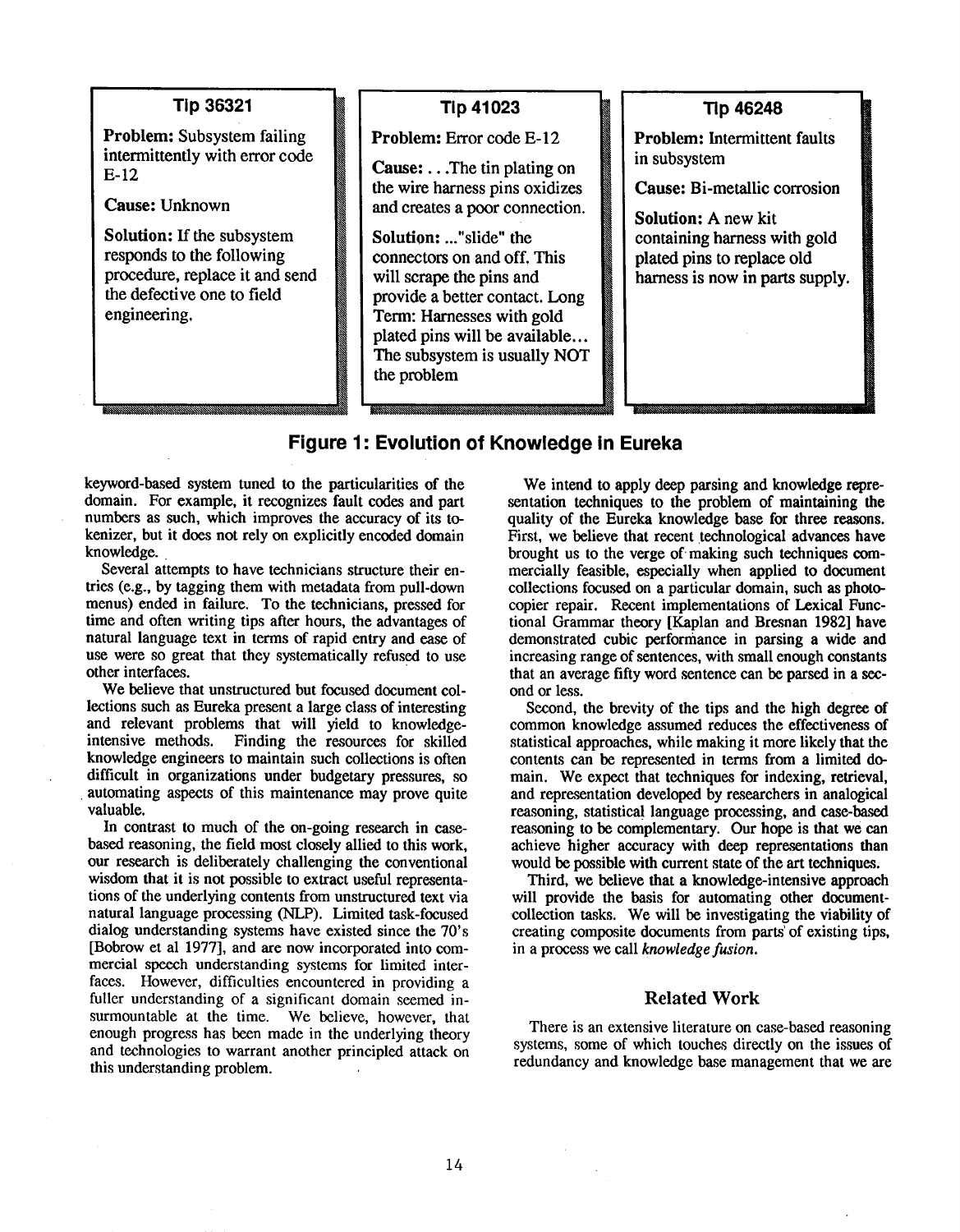**Tip 36321**

**Problem:** Subsystem failing intermittently with error code E-12

**Cause:** Unknown

**Solution:** If the subsystem responds to the following procedure, replace it and send the defective one to field engineering.

**Tip 41023**

**Problem:** Error code E-12

**Cause:** . . .The tin plating on the wire harness pins oxidizes and creates a poor connection.

**Solution:** ..."slide" the connectors on and off. This will scrape the pins and provide a better contact. Long Term: Harnesses with gold plated pins will be available... The subsystem is usually NOT the problem

**Tip 46248**

**Problem:** Intermittent faults in subsystem

**Cause:** Bi-metallic corrosion

**Solution:** A new kit containing harness with gold plated pins to replace old harness is now in parts supply.

**Figure 1: Evolution of Knowledge in Eureka**

keyword-based system tuned to the particularities of the domain. For example, it recognizes fault codes and part numbers as such, which improves the accuracy of its tokenizer, but it does not rely on explicitly encoded domain knowledge.

Several attempts to have technicians structure their entries (e.g., by tagging them with metadata from pull-down menus) ended in failure. To the technicians, pressed for time and often writing tips after hours, the advantages of natural language text in terms of rapid entry and ease of use were so great that they systematically refused to use other interfaces.

We believe that unstructured but focused document collections such as Eureka present a large class of interesting and relevant problems that will yield to knowledge-intensive methods. Finding the resources for skilled knowledge engineers to maintain such collections is often difficult in organizations under budgetary pressures, so automating aspects of this maintenance may prove quite valuable.

In contrast to much of the on-going research in case-based reasoning, the field most closely allied to this work, our research is deliberately challenging the conventional wisdom that it is not possible to extract useful representations of the underlying contents from unstructured text via natural language processing (NLP). Limited task-focused dialog understanding systems have existed since the 70's [Bobrow et al 1977], and are now incorporated into commercial speech understanding systems for limited interfaces. However, difficulties encountered in providing a fuller understanding of a significant domain seemed insurmountable at the time. We believe, however, that enough progress has been made in the underlying theory and technologies to warrant another principled attack on this understanding problem.

We intend to apply deep parsing and knowledge representation techniques to the problem of maintaining the quality of the Eureka knowledge base for three reasons. First, we believe that recent technological advances have brought us to the verge of making such techniques commercially feasible, especially when applied to document collections focused on a particular domain, such as photocopier repair. Recent implementations of Lexical Functional Grammar theory [Kaplan and Bresnan 1982] have demonstrated cubic performance in parsing a wide and increasing range of sentences, with small enough constants that an average fifty word sentence can be parsed in a second or less.

Second, the brevity of the tips and the high degree of common knowledge assumed reduces the effectiveness of statistical approaches, while making it more likely that the contents can be represented in terms from a limited domain. We expect that techniques for indexing, retrieval, and representation developed by researchers in analogical reasoning, statistical language processing, and case-based reasoning to be complementary. Our hope is that we can achieve higher accuracy with deep representations than would be possible with current state of the art techniques.

Third, we believe that a knowledge-intensive approach will provide the basis for automating other document-collection tasks. We will be investigating the viability of creating composite documents from parts of existing tips, in a process we call *knowledge fusion*.

## Related Work

There is an extensive literature on case-based reasoning systems, some of which touches directly on the issues of redundancy and knowledge base management that we are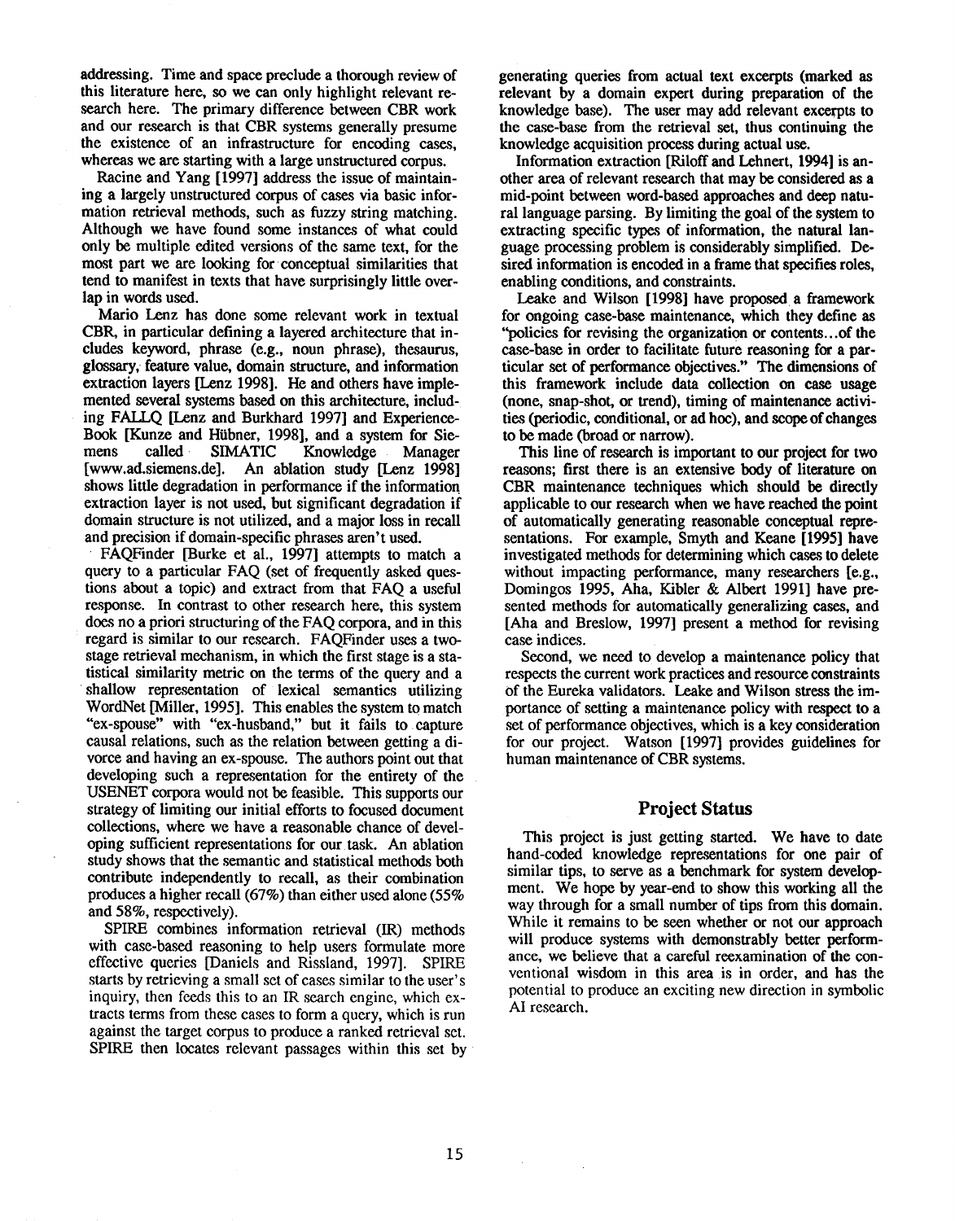addressing. Time and space preclude a thorough review of this literature here, so we can only highlight relevant research here. The primary difference between CBR work and our research is that CBR systems generally presume the existence of an infrastructure for encoding cases, whereas we are starting with a large unstructured corpus.

Racine and Yang [1997] address the issue of maintaining a largely unstructured corpus of cases via basic information retrieval methods, such as fuzzy string matching. Although we have found some instances of what could only be multiple edited versions of the same text, for the most part we are looking for conceptual similarities that tend to manifest in texts that have surprisingly little overlap in words used.

Mario Lenz has done some relevant work in textual CBR, in particular defining a layered architecture that includes keyword, phrase (e.g., noun phrase), thesaurus, glossary, feature value, domain structure, and information extraction layers [Lenz 1998]. He and others have implemented several systems based on this architecture, including FALLQ [Lenz and Burkhard 1997] and Experience-Book [Kunze and Hübner, 1998], and a system for Siemens called SIMATIC Knowledge Manager [www.ad.siemens.de]. An ablation study [Lenz 1998] shows little degradation in performance if the information extraction layer is not used, but significant degradation if domain structure is not utilized, and a major loss in recall and precision if domain-specific phrases aren't used.

FAQFinder [Burke et al., 1997] attempts to match a query to a particular FAQ (set of frequently asked questions about a topic) and extract from that FAQ a useful response. In contrast to other research here, this system does no a priori structuring of the FAQ corpora, and in this regard is similar to our research. FAQFinder uses a two-stage retrieval mechanism, in which the first stage is a statistical similarity metric on the terms of the query and a shallow representation of lexical semantics utilizing WordNet [Miller, 1995]. This enables the system to match "ex-spouse" with "ex-husband," but it fails to capture causal relations, such as the relation between getting a divorce and having an ex-spouse. The authors point out that developing such a representation for the entirety of the USENET corpora would not be feasible. This supports our strategy of limiting our initial efforts to focused document collections, where we have a reasonable chance of developing sufficient representations for our task. An ablation study shows that the semantic and statistical methods both contribute independently to recall, as their combination produces a higher recall (67%) than either used alone (55% and 58%, respectively).

SPIRE combines information retrieval (IR) methods with case-based reasoning to help users formulate more effective queries [Daniels and Rissland, 1997]. SPIRE starts by retrieving a small set of cases similar to the user's inquiry, then feeds this to an IR search engine, which extracts terms from these cases to form a query, which is run against the target corpus to produce a ranked retrieval set. SPIRE then locates relevant passages within this set by generating queries from actual text excerpts (marked as relevant by a domain expert during preparation of the knowledge base). The user may add relevant excerpts to the case-base from the retrieval set, thus continuing the knowledge acquisition process during actual use.

Information extraction [Riloff and Lehnert, 1994] is another area of relevant research that may be considered as a mid-point between word-based approaches and deep natural language parsing. By limiting the goal of the system to extracting specific types of information, the natural language processing problem is considerably simplified. Desired information is encoded in a frame that specifies roles, enabling conditions, and constraints.

Leake and Wilson [1998] have proposed a framework for ongoing case-base maintenance, which they define as "policies for revising the organization or contents...of the case-base in order to facilitate future reasoning for a particular set of performance objectives." The dimensions of this framework include data collection on case usage (none, snap-shot, or trend), timing of maintenance activities (periodic, conditional, or ad hoc), and scope of changes to be made (broad or narrow).

This line of research is important to our project for two reasons; first there is an extensive body of literature on CBR maintenance techniques which should be directly applicable to our research when we have reached the point of automatically generating reasonable conceptual representations. For example, Smyth and Keane [1995] have investigated methods for determining which cases to delete without impacting performance, many researchers [e.g., Domingos 1995, Aha, Kibler & Albert 1991] have presented methods for automatically generalizing cases, and [Aha and Breslow, 1997] present a method for revising case indices.

Second, we need to develop a maintenance policy that respects the current work practices and resource constraints of the Eureka validators. Leake and Wilson stress the importance of setting a maintenance policy with respect to a set of performance objectives, which is a key consideration for our project. Watson [1997] provides guidelines for human maintenance of CBR systems.

## Project Status

This project is just getting started. We have to date hand-coded knowledge representations for one pair of similar tips, to serve as a benchmark for system development. We hope by year-end to show this working all the way through for a small number of tips from this domain. While it remains to be seen whether or not our approach will produce systems with demonstrably better performance, we believe that a careful reexamination of the conventional wisdom in this area is in order, and has the potential to produce an exciting new direction in symbolic AI research.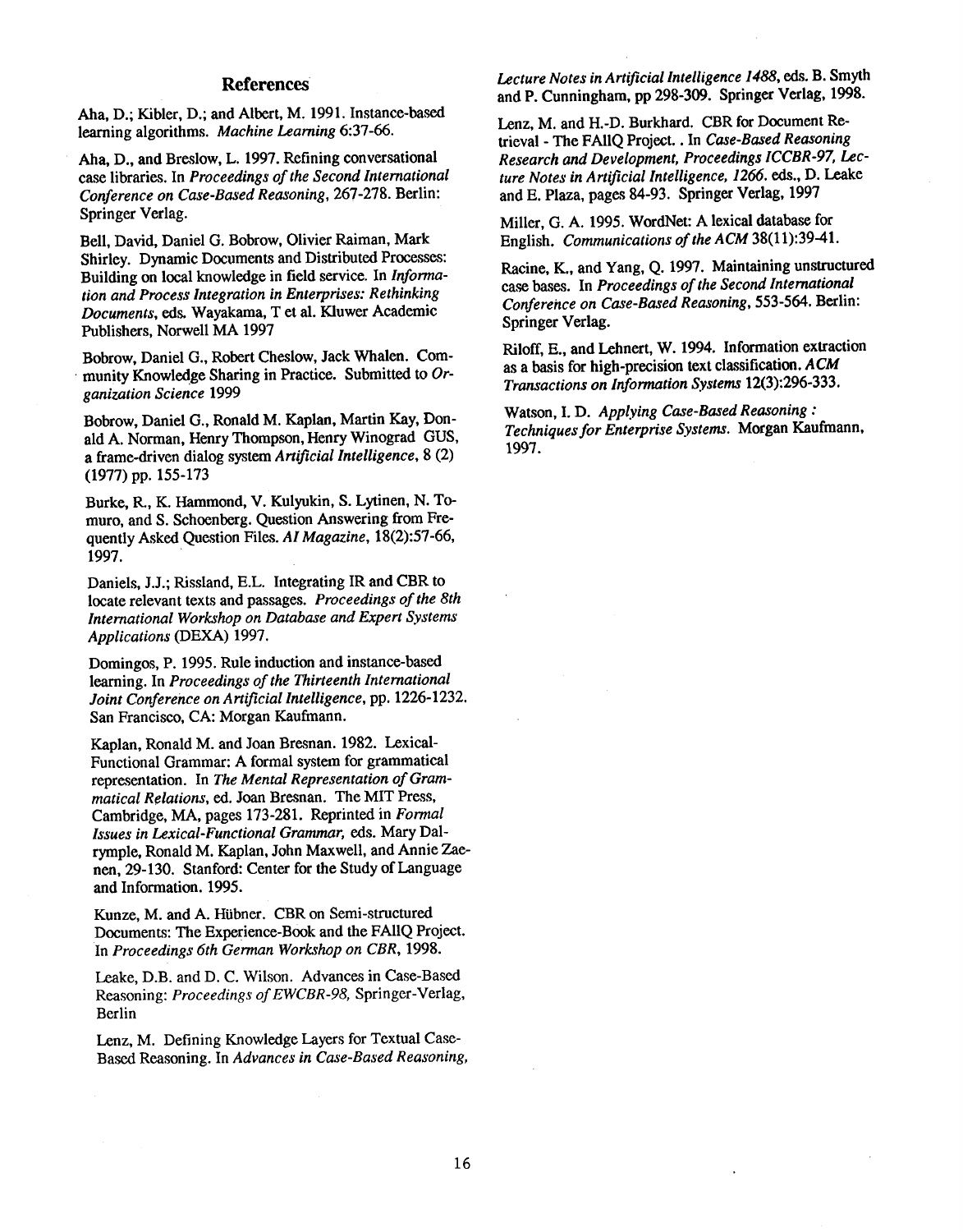## References

Aha, D.; Kibler, D.; and Albert, M. 1991. Instance-based learning algorithms. *Machine Learning* 6:37-66.

Aha, D., and Breslow, L. 1997. Refining conversational case libraries. In *Proceedings of the Second International Conference on Case-Based Reasoning*, 267-278. Berlin: Springer Verlag.

Bell, David, Daniel G. Bobrow, Olivier Raiman, Mark Shirley. Dynamic Documents and Distributed Processes: Building on local knowledge in field service. In *Information and Process Integration in Enterprises: Rethinking Documents*, eds. Wayakama, T et al. Kluwer Academic Publishers, Norwell MA 1997

Bobrow, Daniel G., Robert Cheslow, Jack Whalen. Community Knowledge Sharing in Practice. Submitted to *Organization Science* 1999

Bobrow, Daniel G., Ronald M. Kaplan, Martin Kay, Donald A. Norman, Henry Thompson, Henry Winograd GUS, a frame-driven dialog system *Artificial Intelligence*, 8 (2) (1977) pp. 155-173

Burke, R., K. Hammond, V. Kulyukin, S. Lytinen, N. Tomuro, and S. Schoenberg. Question Answering from Frequently Asked Question Files. *AI Magazine*, 18(2):57-66, 1997.

Daniels, J.J.; Rissland, E.L. Integrating IR and CBR to locate relevant texts and passages. *Proceedings of the 8th International Workshop on Database and Expert Systems Applications* (DEXA) 1997.

Domingos, P. 1995. Rule induction and instance-based learning. In *Proceedings of the Thirteenth International Joint Conference on Artificial Intelligence*, pp. 1226-1232. San Francisco, CA: Morgan Kaufmann.

Kaplan, Ronald M. and Joan Bresnan. 1982. Lexical-Functional Grammar: A formal system for grammatical representation. In *The Mental Representation of Grammatical Relations*, ed. Joan Bresnan. The MIT Press, Cambridge, MA, pages 173-281. Reprinted in *Formal Issues in Lexical-Functional Grammar,* eds. Mary Dalrymple, Ronald M. Kaplan, John Maxwell, and Annie Zaenen, 29-130. Stanford: Center for the Study of Language and Information. 1995.

Kunze, M. and A. Hübner. CBR on Semi-structured Documents: The Experience-Book and the FAllQ Project. In *Proceedings 6th German Workshop on CBR*, 1998.

Leake, D.B. and D. C. Wilson. Advances in Case-Based Reasoning: *Proceedings of EWCBR-98,* Springer-Verlag, Berlin

Lenz, M. Defining Knowledge Layers for Textual Case-Based Reasoning. In *Advances in Case-Based Reasoning, Lecture Notes in Artificial Intelligence 1488*, eds. B. Smyth and P. Cunningham, pp 298-309. Springer Verlag, 1998.

Lenz, M. and H.-D. Burkhard. CBR for Document Retrieval - The FAllQ Project. . In *Case-Based Reasoning Research and Development, Proceedings ICCBR-97, Lecture Notes in Artificial Intelligence, 1266.* eds., D. Leake and E. Plaza, pages 84-93. Springer Verlag, 1997

Miller, G. A. 1995. WordNet: A lexical database for English. *Communications of the ACM* 38(11):39-41.

Racine, K., and Yang, Q. 1997. Maintaining unstructured case bases. In *Proceedings of the Second International Conference on Case-Based Reasoning*, 553-564. Berlin: Springer Verlag.

Riloff, E., and Lehnert, W. 1994. Information extraction as a basis for high-precision text classification. *ACM Transactions on Information Systems* 12(3):296-333.

Watson, I. D. *Applying Case-Based Reasoning : Techniques for Enterprise Systems.* Morgan Kaufmann, 1997.